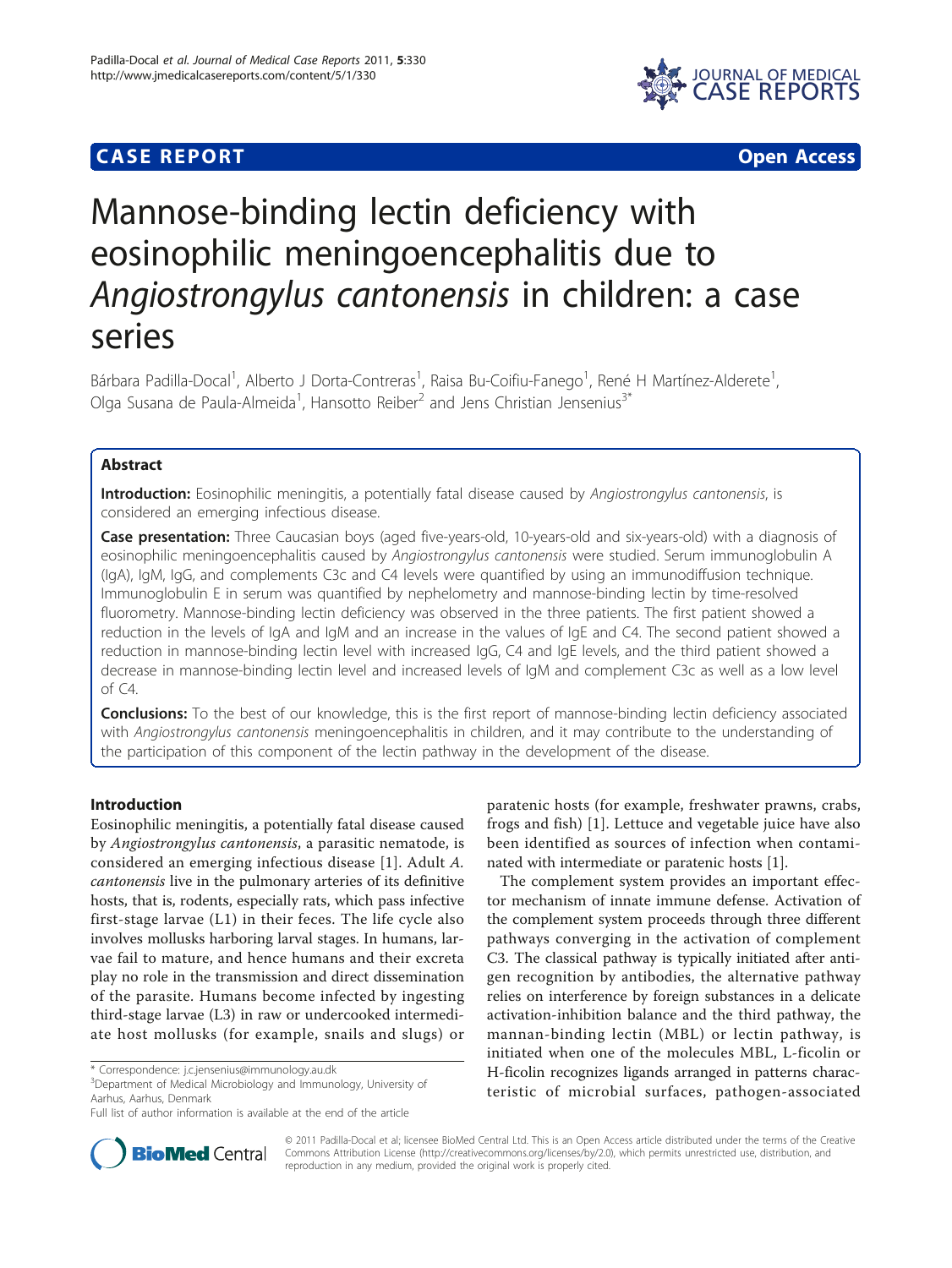**CASE REPORT** **Open Access**

# Mannose-binding lectin deficiency with eosinophilic meningoencephalitis due to *Angiostrongylus cantonensis* in children: a case series

Bárbara Padilla-Docal[1], Alberto J Dorta-Contreras[1], Raisa Bu-Coifiu-Fanego[1], René H Martínez-Alderete[1], Olga Susana de Paula-Almeida[1], Hansotto Reiber[2] and Jens Christian Jensenius[3*]

## Abstract

**Introduction:** Eosinophilic meningitis, a potentially fatal disease caused by *Angiostrongylus cantonensis*, is considered an emerging infectious disease.

**Case presentation:** Three Caucasian boys (aged five-years-old, 10-years-old and six-years-old) with a diagnosis of eosinophilic meningoencephalitis caused by *Angiostrongylus cantonensis* were studied. Serum immunoglobulin A (IgA), IgM, IgG, and complements C3c and C4 levels were quantified by using an immunodiffusion technique. Immunoglobulin E in serum was quantified by nephelometry and mannose-binding lectin by time-resolved fluorometry. Mannose-binding lectin deficiency was observed in the three patients. The first patient showed a reduction in the levels of IgA and IgM and an increase in the values of IgE and C4. The second patient showed a reduction in mannose-binding lectin level with increased IgG, C4 and IgE levels, and the third patient showed a decrease in mannose-binding lectin level and increased levels of IgM and complement C3c as well as a low level of C4.

**Conclusions:** To the best of our knowledge, this is the first report of mannose-binding lectin deficiency associated with *Angiostrongylus cantonensis* meningoencephalitis in children, and it may contribute to the understanding of the participation of this component of the lectin pathway in the development of the disease.

## Introduction

Eosinophilic meningitis, a potentially fatal disease caused by *Angiostrongylus cantonensis*, a parasitic nematode, is considered an emerging infectious disease [1]. Adult *A. cantonensis* live in the pulmonary arteries of its definitive hosts, that is, rodents, especially rats, which pass infective first-stage larvae (L1) in their feces. The life cycle also involves mollusks harboring larval stages. In humans, larvae fail to mature, and hence humans and their excreta play no role in the transmission and direct dissemination of the parasite. Humans become infected by ingesting third-stage larvae (L3) in raw or undercooked intermediate host mollusks (for example, snails and slugs) or paratenic hosts (for example, freshwater prawns, crabs, frogs and fish) [1]. Lettuce and vegetable juice have also been identified as sources of infection when contaminated with intermediate or paratenic hosts [1].

The complement system provides an important effector mechanism of innate immune defense. Activation of the complement system proceeds through three different pathways converging in the activation of complement C3. The classical pathway is typically initiated after antigen recognition by antibodies, the alternative pathway relies on interference by foreign substances in a delicate activation-inhibition balance and the third pathway, the mannan-binding lectin (MBL) or lectin pathway, is initiated when one of the molecules MBL, L-ficolin or H-ficolin recognizes ligands arranged in patterns characteristic of microbial surfaces, pathogen-associated

\* Correspondence: j.c.jensenius@immunology.au.dk
[3]Department of Medical Microbiology and Immunology, University of Aarhus, Aarhus, Denmark
Full list of author information is available at the end of the article

© 2011 Padilla-Docal et al; licensee BioMed Central Ltd. This is an Open Access article distributed under the terms of the Creative Commons Attribution License (http://creativecommons.org/licenses/by/2.0), which permits unrestricted use, distribution, and reproduction in any medium, provided the original work is properly cited.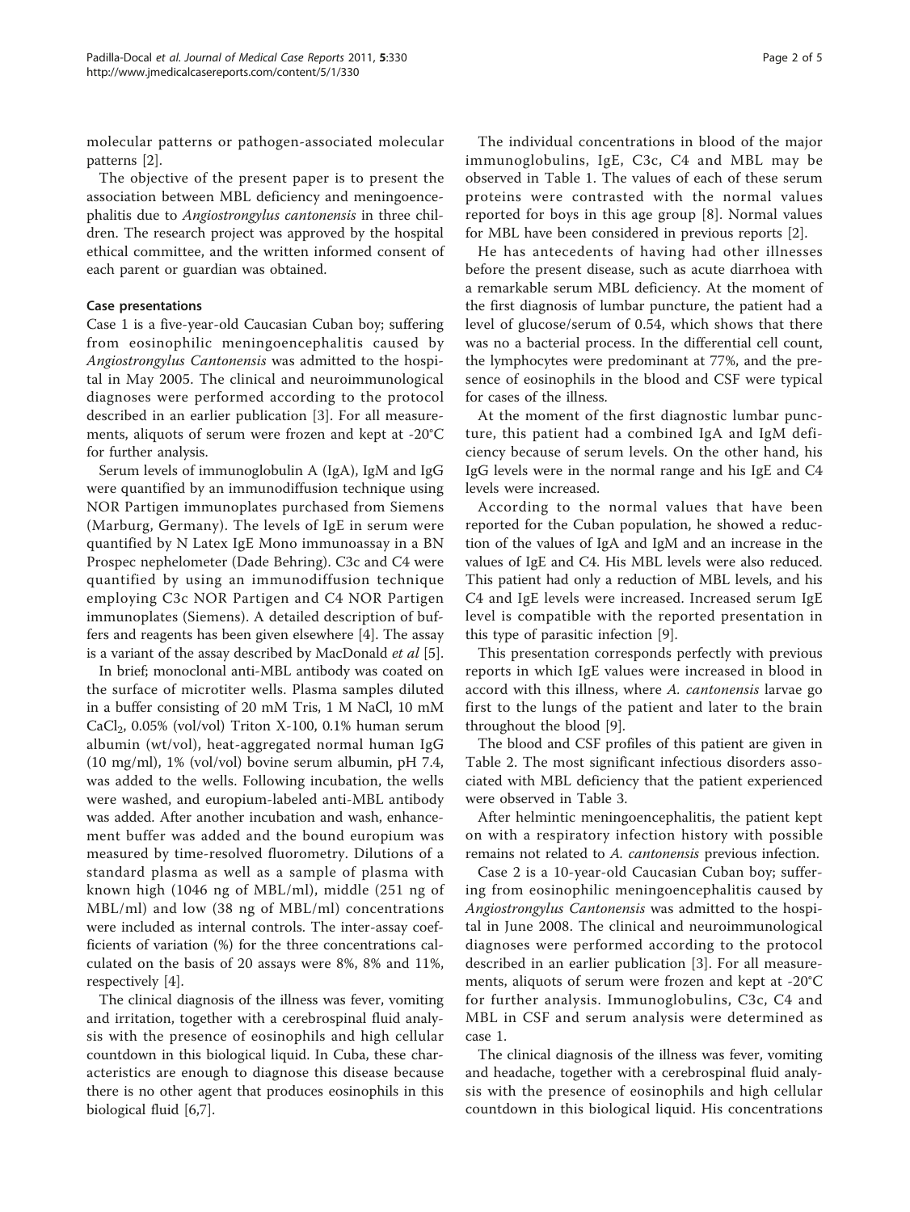molecular patterns or pathogen-associated molecular patterns [2].

The objective of the present paper is to present the association between MBL deficiency and meningoencephalitis due to *Angiostrongylus cantonensis* in three children. The research project was approved by the hospital ethical committee, and the written informed consent of each parent or guardian was obtained.

## Case presentations

Case 1 is a five-year-old Caucasian Cuban boy; suffering from eosinophilic meningoencephalitis caused by *Angiostrongylus Cantonensis* was admitted to the hospital in May 2005. The clinical and neuroimmunological diagnoses were performed according to the protocol described in an earlier publication [3]. For all measurements, aliquots of serum were frozen and kept at -20°C for further analysis.

Serum levels of immunoglobulin A (IgA), IgM and IgG were quantified by an immunodiffusion technique using NOR Partigen immunoplates purchased from Siemens (Marburg, Germany). The levels of IgE in serum were quantified by N Latex IgE Mono immunoassay in a BN Prospec nephelometer (Dade Behring). C3c and C4 were quantified by using an immunodiffusion technique employing C3c NOR Partigen and C4 NOR Partigen immunoplates (Siemens). A detailed description of buffers and reagents has been given elsewhere [4]. The assay is a variant of the assay described by MacDonald *et al* [5].

In brief; monoclonal anti-MBL antibody was coated on the surface of microtiter wells. Plasma samples diluted in a buffer consisting of 20 mM Tris, 1 M NaCl, 10 mM $CaCl_2$, 0.05% (vol/vol) Triton X-100, 0.1% human serum albumin (wt/vol), heat-aggregated normal human IgG (10 mg/ml), 1% (vol/vol) bovine serum albumin, pH 7.4, was added to the wells. Following incubation, the wells were washed, and europium-labeled anti-MBL antibody was added. After another incubation and wash, enhancement buffer was added and the bound europium was measured by time-resolved fluorometry. Dilutions of a standard plasma as well as a sample of plasma with known high (1046 ng of MBL/ml), middle (251 ng of MBL/ml) and low (38 ng of MBL/ml) concentrations were included as internal controls. The inter-assay coefficients of variation (%) for the three concentrations calculated on the basis of 20 assays were 8%, 8% and 11%, respectively [4].

The clinical diagnosis of the illness was fever, vomiting and irritation, together with a cerebrospinal fluid analysis with the presence of eosinophils and high cellular countdown in this biological liquid. In Cuba, these characteristics are enough to diagnose this disease because there is no other agent that produces eosinophils in this biological fluid [6,7].

The individual concentrations in blood of the major immunoglobulins, IgE, C3c, C4 and MBL may be observed in Table 1. The values of each of these serum proteins were contrasted with the normal values reported for boys in this age group [8]. Normal values for MBL have been considered in previous reports [2].

He has antecedents of having had other illnesses before the present disease, such as acute diarrhoea with a remarkable serum MBL deficiency. At the moment of the first diagnosis of lumbar puncture, the patient had a level of glucose/serum of 0.54, which shows that there was no a bacterial process. In the differential cell count, the lymphocytes were predominant at 77%, and the presence of eosinophils in the blood and CSF were typical for cases of the illness.

At the moment of the first diagnostic lumbar puncture, this patient had a combined IgA and IgM deficiency because of serum levels. On the other hand, his IgG levels were in the normal range and his IgE and C4 levels were increased.

According to the normal values that have been reported for the Cuban population, he showed a reduction of the values of IgA and IgM and an increase in the values of IgE and C4. His MBL levels were also reduced. This patient had only a reduction of MBL levels, and his C4 and IgE levels were increased. Increased serum IgE level is compatible with the reported presentation in this type of parasitic infection [9].

This presentation corresponds perfectly with previous reports in which IgE values were increased in blood in accord with this illness, where *A. cantonensis* larvae go first to the lungs of the patient and later to the brain throughout the blood [9].

The blood and CSF profiles of this patient are given in Table 2. The most significant infectious disorders associated with MBL deficiency that the patient experienced were observed in Table 3.

After helmintic meningoencephalitis, the patient kept on with a respiratory infection history with possible remains not related to *A. cantonensis* previous infection.

Case 2 is a 10-year-old Caucasian Cuban boy; suffering from eosinophilic meningoencephalitis caused by *Angiostrongylus Cantonensis* was admitted to the hospital in June 2008. The clinical and neuroimmunological diagnoses were performed according to the protocol described in an earlier publication [3]. For all measurements, aliquots of serum were frozen and kept at -20°C for further analysis. Immunoglobulins, C3c, C4 and MBL in CSF and serum analysis were determined as case 1.

The clinical diagnosis of the illness was fever, vomiting and headache, together with a cerebrospinal fluid analysis with the presence of eosinophils and high cellular countdown in this biological liquid. His concentrations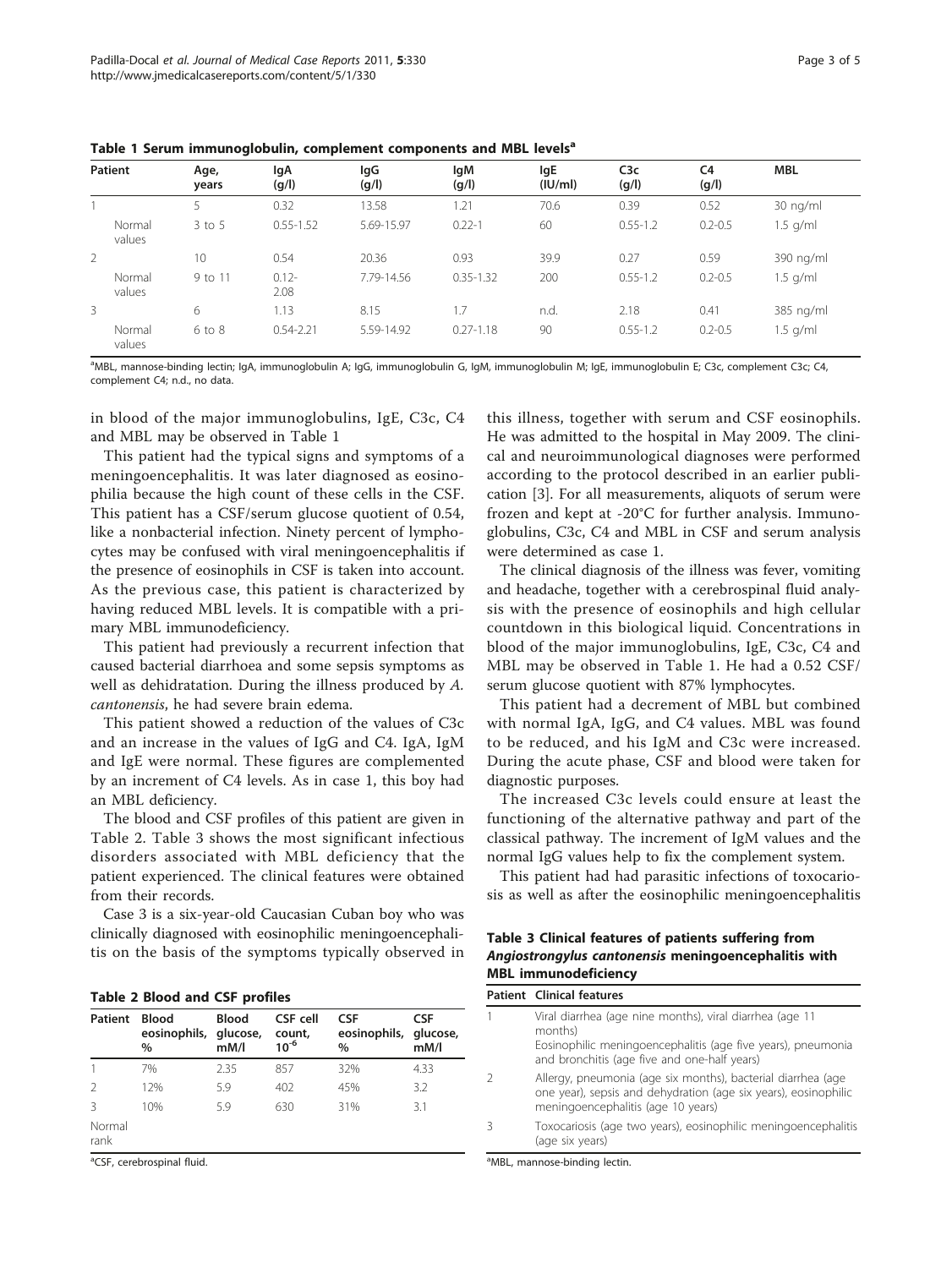**Table 1 Serum immunoglobulin, complement components and MBL levels[a]**

| Patient | | Age, years | IgA (g/l) | IgG (g/l) | IgM (g/l) | IgE (IU/ml) | C3c (g/l) | C4 (g/l) | MBL |
|---|---|---|---|---|---|---|---|---|---|
| 1 | | 5 | 0.32 | 13.58 | 1.21 | 70.6 | 0.39 | 0.52 | 30 ng/ml |
| | Normal values | 3 to 5 | 0.55-1.52 | 5.69-15.97 | 0.22-1 | 60 | 0.55-1.2 | 0.2-0.5 | 1.5 g/ml |
| 2 | | 10 | 0.54 | 20.36 | 0.93 | 39.9 | 0.27 | 0.59 | 390 ng/ml |
| | Normal values | 9 to 11 | 0.12-2.08 | 7.79-14.56 | 0.35-1.32 | 200 | 0.55-1.2 | 0.2-0.5 | 1.5 g/ml |
| 3 | | 6 | 1.13 | 8.15 | 1.7 | n.d. | 2.18 | 0.41 | 385 ng/ml |
| | Normal values | 6 to 8 | 0.54-2.21 | 5.59-14.92 | 0.27-1.18 | 90 | 0.55-1.2 | 0.2-0.5 | 1.5 g/ml |

[a]MBL, mannose-binding lectin; IgA, immunoglobulin A; IgG, immunoglobulin G; IgM, immunoglobulin M; IgE, immunoglobulin E; C3c, complement C3c; C4, complement C4; n.d., no data.

in blood of the major immunoglobulins, IgE, C3c, C4 and MBL may be observed in Table 1

This patient had the typical signs and symptoms of a meningoencephalitis. It was later diagnosed as eosinophilia because the high count of these cells in the CSF. This patient has a CSF/serum glucose quotient of 0.54, like a nonbacterial infection. Ninety percent of lymphocytes may be confused with viral meningoencephalitis if the presence of eosinophils in CSF is taken into account. As the previous case, this patient is characterized by having reduced MBL levels. It is compatible with a primary MBL immunodeficiency.

This patient had previously a recurrent infection that caused bacterial diarrhoea and some sepsis symptoms as well as dehidratation. During the illness produced by *A. cantonensis*, he had severe brain edema.

This patient showed a reduction of the values of C3c and an increase in the values of IgG and C4. IgA, IgM and IgE were normal. These figures are complemented by an increment of C4 levels. As in case 1, this boy had an MBL deficiency.

The blood and CSF profiles of this patient are given in Table 2. Table 3 shows the most significant infectious disorders associated with MBL deficiency that the patient experienced. The clinical features were obtained from their records.

Case 3 is a six-year-old Caucasian Cuban boy who was clinically diagnosed with eosinophilic meningoencephalitis on the basis of the symptoms typically observed in this illness, together with serum and CSF eosinophils. He was admitted to the hospital in May 2009. The clinical and neuroimmunological diagnoses were performed according to the protocol described in an earlier publication [3]. For all measurements, aliquots of serum were frozen and kept at -20°C for further analysis. Immunoglobulins, C3c, C4 and MBL in CSF and serum analysis were determined as case 1.

The clinical diagnosis of the illness was fever, vomiting and headache, together with a cerebrospinal fluid analysis with the presence of eosinophils and high cellular countdown in this biological liquid. Concentrations in blood of the major immunoglobulins, IgE, C3c, C4 and MBL may be observed in Table 1. He had a 0.52 CSF/serum glucose quotient with 87% lymphocytes.

This patient had a decrement of MBL but combined with normal IgA, IgG, and C4 values. MBL was found to be reduced, and his IgM and C3c were increased. During the acute phase, CSF and blood were taken for diagnostic purposes.

The increased C3c levels could ensure at least the functioning of the alternative pathway and part of the classical pathway. The increment of IgM values and the normal IgG values help to fix the complement system.

This patient had had parasitic infections of toxocariosis as well as after the eosinophilic meningoencephalitis

**Table 2 Blood and CSF profiles**

| Patient | Blood eosinophils, % | Blood glucose, mM/l | CSF cell count, $10^{-6}$ | CSF eosinophils, % | CSF glucose, mM/l |
|---|---|---|---|---|---|
| 1 | 7% | 2.35 | 857 | 32% | 4.33 |
| 2 | 12% | 5.9 | 402 | 45% | 3.2 |
| 3 | 10% | 5.9 | 630 | 31% | 3.1 |
| Normal rank | | | | | |

[a]CSF, cerebrospinal fluid.

**Table 3 Clinical features of patients suffering from *Angiostrongylus cantonensis* meningoencephalitis with MBL immunodeficiency**

| Patient | Clinical features |
|---|---|
| 1 | Viral diarrhea (age nine months), viral diarrhea (age 11 months) Eosinophilic meningoencephalitis (age five years), pneumonia and bronchitis (age five and one-half years) |
| 2 | Allergy, pneumonia (age six months), bacterial diarrhea (age one year), sepsis and dehydration (age six years), eosinophilic meningoencephalitis (age 10 years) |
| 3 | Toxocariosis (age two years), eosinophilic meningoencephalitis (age six years) |

[a]MBL, mannose-binding lectin.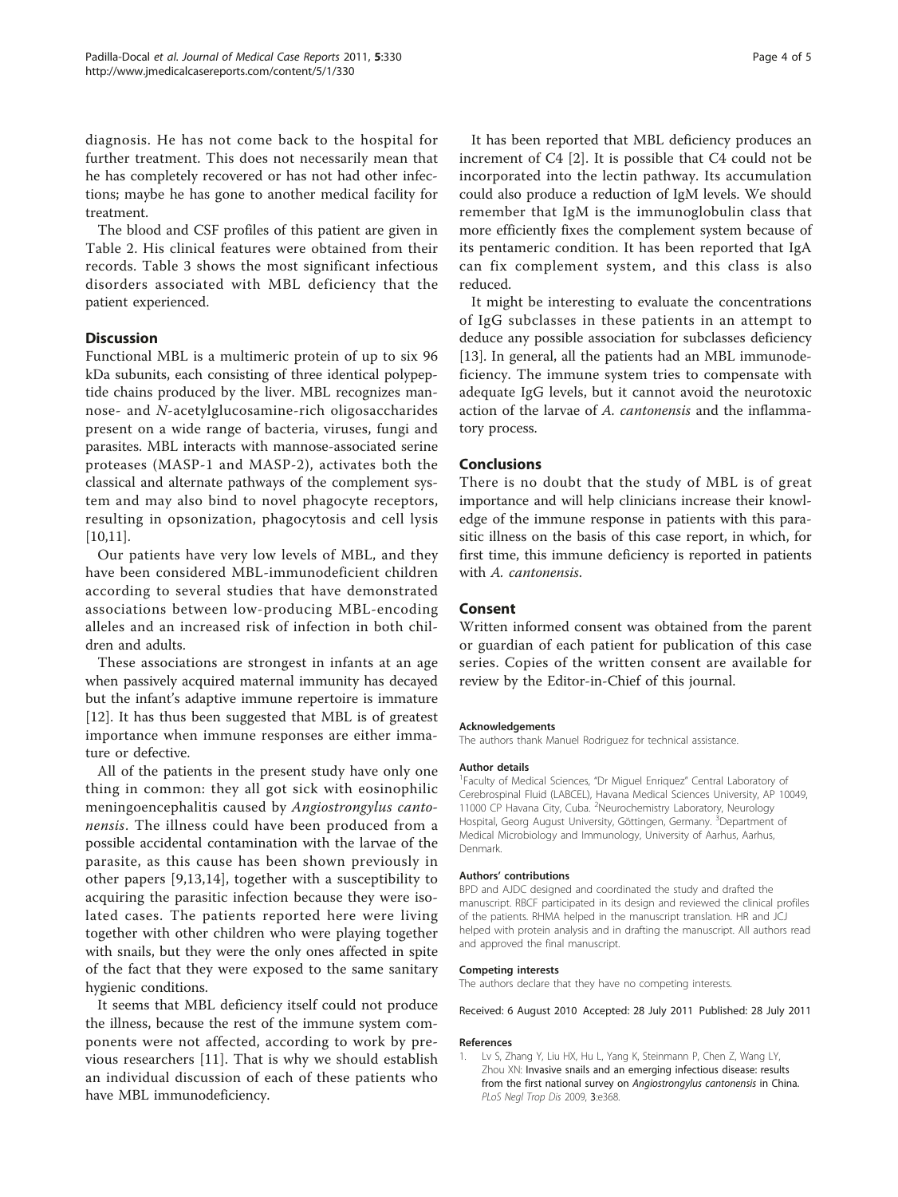diagnosis. He has not come back to the hospital for further treatment. This does not necessarily mean that he has completely recovered or has not had other infections; maybe he has gone to another medical facility for treatment.

The blood and CSF profiles of this patient are given in Table 2. His clinical features were obtained from their records. Table 3 shows the most significant infectious disorders associated with MBL deficiency that the patient experienced.

## Discussion

Functional MBL is a multimeric protein of up to six 96 kDa subunits, each consisting of three identical polypeptide chains produced by the liver. MBL recognizes mannose- and *N*-acetylglucosamine-rich oligosaccharides present on a wide range of bacteria, viruses, fungi and parasites. MBL interacts with mannose-associated serine proteases (MASP-1 and MASP-2), activates both the classical and alternate pathways of the complement system and may also bind to novel phagocyte receptors, resulting in opsonization, phagocytosis and cell lysis [10,11].

Our patients have very low levels of MBL, and they have been considered MBL-immunodeficient children according to several studies that have demonstrated associations between low-producing MBL-encoding alleles and an increased risk of infection in both children and adults.

These associations are strongest in infants at an age when passively acquired maternal immunity has decayed but the infant's adaptive immune repertoire is immature [12]. It has thus been suggested that MBL is of greatest importance when immune responses are either immature or defective.

All of the patients in the present study have only one thing in common: they all got sick with eosinophilic meningoencephalitis caused by *Angiostrongylus cantonensis*. The illness could have been produced from a possible accidental contamination with the larvae of the parasite, as this cause has been shown previously in other papers [9,13,14], together with a susceptibility to acquiring the parasitic infection because they were isolated cases. The patients reported here were living together with other children who were playing together with snails, but they were the only ones affected in spite of the fact that they were exposed to the same sanitary hygienic conditions.

It seems that MBL deficiency itself could not produce the illness, because the rest of the immune system components were not affected, according to work by previous researchers [11]. That is why we should establish an individual discussion of each of these patients who have MBL immunodeficiency.

It has been reported that MBL deficiency produces an increment of C4 [2]. It is possible that C4 could not be incorporated into the lectin pathway. Its accumulation could also produce a reduction of IgM levels. We should remember that IgM is the immunoglobulin class that more efficiently fixes the complement system because of its pentameric condition. It has been reported that IgA can fix complement system, and this class is also reduced.

It might be interesting to evaluate the concentrations of IgG subclasses in these patients in an attempt to deduce any possible association for subclasses deficiency [13]. In general, all the patients had an MBL immunodeficiency. The immune system tries to compensate with adequate IgG levels, but it cannot avoid the neurotoxic action of the larvae of *A. cantonensis* and the inflammatory process.

## Conclusions

There is no doubt that the study of MBL is of great importance and will help clinicians increase their knowledge of the immune response in patients with this parasitic illness on the basis of this case report, in which, for first time, this immune deficiency is reported in patients with *A. cantonensis*.

## Consent

Written informed consent was obtained from the parent or guardian of each patient for publication of this case series. Copies of the written consent are available for review by the Editor-in-Chief of this journal.

#### Acknowledgements

The authors thank Manuel Rodriguez for technical assistance.

#### Author details

[1]Faculty of Medical Sciences, "Dr Miguel Enriquez" Central Laboratory of Cerebrospinal Fluid (LABCEL), Havana Medical Sciences University, AP 10049, 11000 CP Havana City, Cuba. [2]Neurochemistry Laboratory, Neurology Hospital, Georg August University, Göttingen, Germany. [3]Department of Medical Microbiology and Immunology, University of Aarhus, Aarhus, Denmark.

#### Authors' contributions

BPD and AJDC designed and coordinated the study and drafted the manuscript. RBCF participated in its design and reviewed the clinical profiles of the patients. RHMA helped in the manuscript translation. HR and JCJ helped with protein analysis and in drafting the manuscript. All authors read and approved the final manuscript.

#### Competing interests

The authors declare that they have no competing interests.

Received: 6 August 2010 Accepted: 28 July 2011 Published: 28 July 2011

#### References

1. Lv S, Zhang Y, Liu HX, Hu L, Yang K, Steinmann P, Chen Z, Wang LY, Zhou XN: **Invasive snails and an emerging infectious disease: results from the first national survey on *Angiostrongylus cantonensis* in China.** *PLoS Negl Trop Dis* 2009, **3**:e368.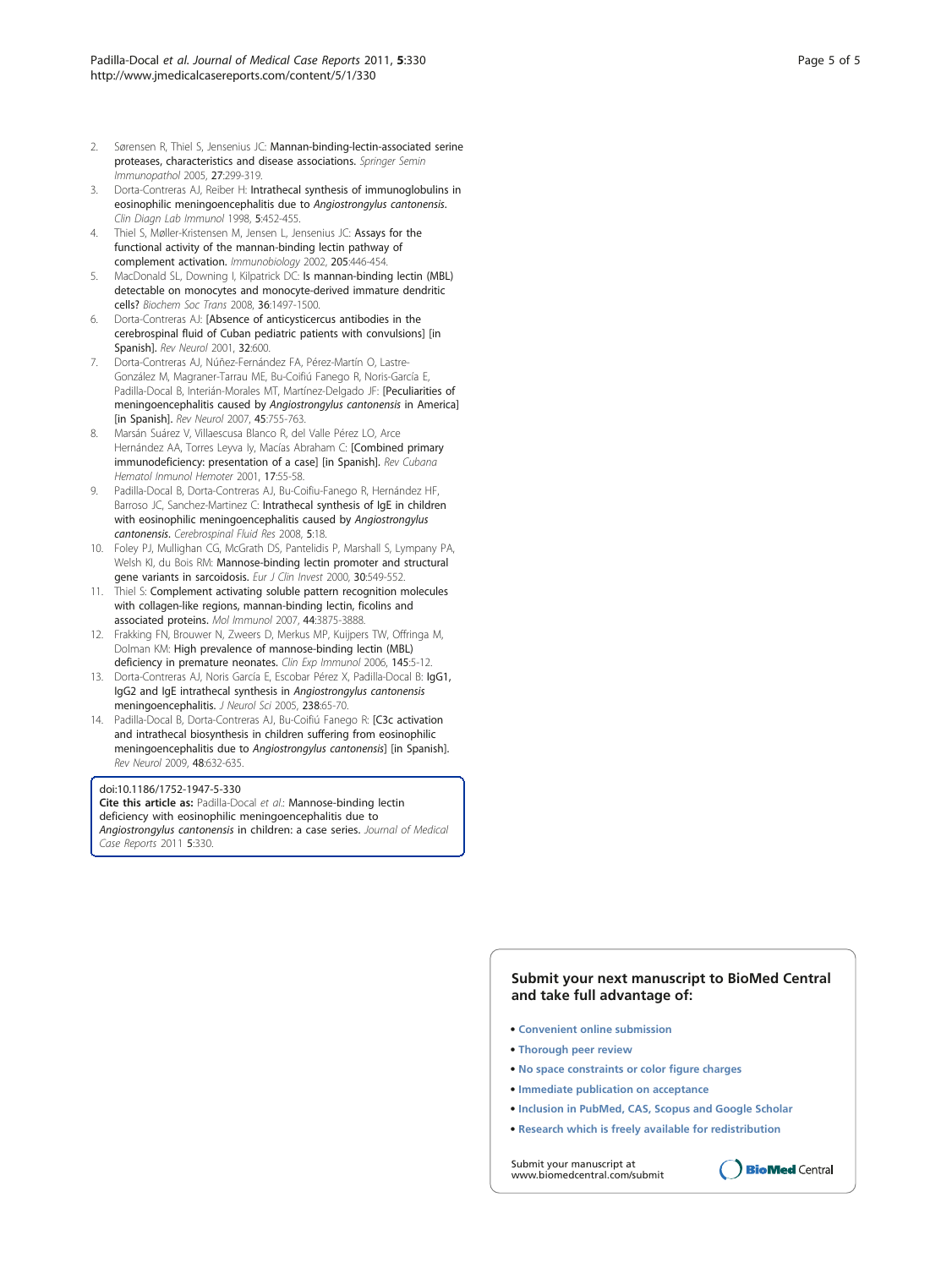2. Sørensen R, Thiel S, Jensenius JC: **Mannan-binding-lectin-associated serine proteases, characteristics and disease associations.** *Springer Semin Immunopathol* 2005, **27**:299-319.
3. Dorta-Contreras AJ, Reiber H: **Intrathecal synthesis of immunoglobulins in eosinophilic meningoencephalitis due to *Angiostrongylus cantonensis*.** *Clin Diagn Lab Immunol* 1998, **5**:452-455.
4. Thiel S, Møller-Kristensen M, Jensen L, Jensenius JC: **Assays for the functional activity of the mannan-binding lectin pathway of complement activation.** *Immunobiology* 2002, **205**:446-454.
5. MacDonald SL, Downing I, Kilpatrick DC: **Is mannan-binding lectin (MBL) detectable on monocytes and monocyte-derived immature dendritic cells?** *Biochem Soc Trans* 2008, **36**:1497-1500.
6. Dorta-Contreras AJ: **[Absence of anticysticercus antibodies in the cerebrospinal fluid of Cuban pediatric patients with convulsions] [in Spanish].** *Rev Neurol* 2001, **32**:600.
7. Dorta-Contreras AJ, Núñez-Fernández FA, Pérez-Martín O, Lastre-González M, Magraner-Tarrau ME, Bu-Coifiú Fanego R, Noris-García E, Padilla-Docal B, Interián-Morales MT, Martínez-Delgado JF: **[Peculiarities of meningoencephalitis caused by *Angiostrongylus cantonensis* in America] [in Spanish].** *Rev Neurol* 2007, **45**:755-763.
8. Marsán Suárez V, Villaescusa Blanco R, del Valle Pérez LO, Arce Hernández AA, Torres Leyva Iy, Macías Abraham C: **[Combined primary immunodeficiency: presentation of a case] [in Spanish].** *Rev Cubana Hematol Inmunol Hemoter* 2001, **17**:55-58.
9. Padilla-Docal B, Dorta-Contreras AJ, Bu-Coifiu-Fanego R, Hernández HF, Barroso JC, Sanchez-Martinez C: **Intrathecal synthesis of IgE in children with eosinophilic meningoencephalitis caused by *Angiostrongylus cantonensis*.** *Cerebrospinal Fluid Res* 2008, **5**:18.
10. Foley PJ, Mullighan CG, McGrath DS, Pantelidis P, Marshall S, Lympany PA, Welsh KI, du Bois RM: **Mannose-binding lectin promoter and structural gene variants in sarcoidosis.** *Eur J Clin Invest* 2000, **30**:549-552.
11. Thiel S: **Complement activating soluble pattern recognition molecules with collagen-like regions, mannan-binding lectin, ficolins and associated proteins.** *Mol Immunol* 2007, **44**:3875-3888.
12. Frakking FN, Brouwer N, Zweers D, Merkus MP, Kuijpers TW, Offringa M, Dolman KM: **High prevalence of mannose-binding lectin (MBL) deficiency in premature neonates.** *Clin Exp Immunol* 2006, **145**:5-12.
13. Dorta-Contreras AJ, Noris García E, Escobar Pérez X, Padilla-Docal B: **IgG1, IgG2 and IgE intrathecal synthesis in *Angiostrongylus cantonensis* meningoencephalitis.** *J Neurol Sci* 2005, **238**:65-70.
14. Padilla-Docal B, Dorta-Contreras AJ, Bu-Coifiú Fanego R: **[C3c activation and intrathecal biosynthesis in children suffering from eosinophilic meningoencephalitis due to *Angiostrongylus cantonensis*] [in Spanish].** *Rev Neurol* 2009, **48**:632-635.

doi:10.1186/1752-1947-5-330

**Cite this article as:** Padilla-Docal *et al.*: Mannose-binding lectin deficiency with eosinophilic meningoencephalitis due to *Angiostrongylus cantonensis* in children: a case series. *Journal of Medical Case Reports* 2011 **5**:330.

**Submit your next manuscript to BioMed Central and take full advantage of:**

- **Convenient online submission**
- **Thorough peer review**
- **No space constraints or color figure charges**
- **Immediate publication on acceptance**
- **Inclusion in PubMed, CAS, Scopus and Google Scholar**
- **Research which is freely available for redistribution**

Submit your manuscript at
www.biomedcentral.com/submit

BioMed Central